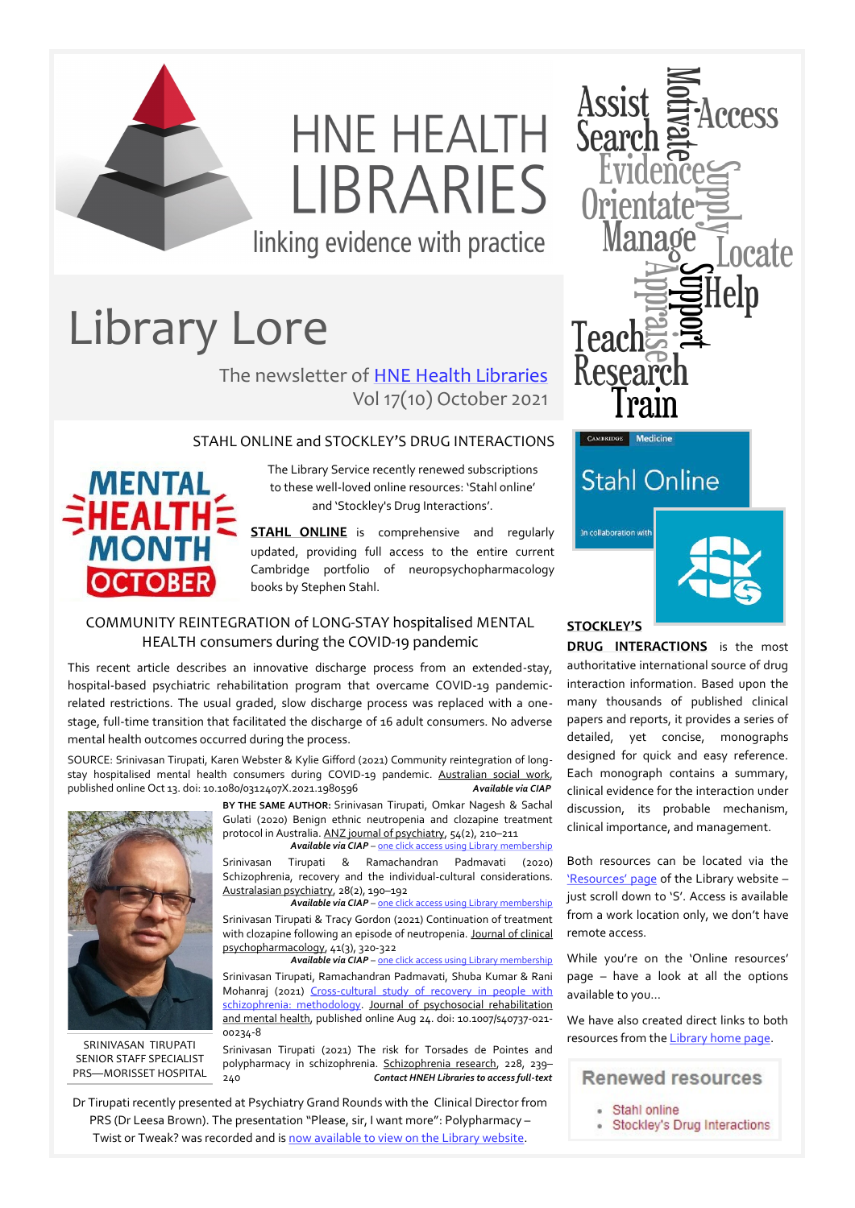# HNE HEALTH LIBRARIES

linking evidence with practice

# Library Lore

The newsletter of [HNE Health Libraries](#)

Vol 17(10) October 2021

Assist Search Motivate Access Evidence Supply Orientate Manage Locate Appraise Support Help Teach Research Train

## STAHL ONLINE and STOCKLEY'S DRUG INTERACTIONS

MENTAL HEALTH MONTH OCTOBER

The Library Service recently renewed subscriptions to these well-loved online resources: 'Stahl online' and 'Stockley's Drug Interactions'.

**STAHL ONLINE** is comprehensive and regularly updated, providing full access to the entire current Cambridge portfolio of neuropsychopharmacology books by Stephen Stahl.

**STOCKLEY'S DRUG INTERACTIONS** is the most authoritative international source of drug interaction information. Based upon the many thousands of published clinical papers and reports, it provides a series of detailed, yet concise, monographs designed for quick and easy reference. Each monograph contains a summary, clinical evidence for the interaction under discussion, its probable mechanism, clinical importance, and management.

Both resources can be located via the ['Resources' page](#) of the Library website – just scroll down to 'S'. Access is available from a work location only, we don't have remote access.

While you're on the 'Online resources' page – have a look at all the options available to you...

We have also created direct links to both resources from the [Library home page](#).

**Renewed resources**

- Stahl online
- Stockley's Drug Interactions

## COMMUNITY REINTEGRATION of LONG-STAY hospitalised MENTAL HEALTH consumers during the COVID-19 pandemic

This recent article describes an innovative discharge process from an extended-stay, hospital-based psychiatric rehabilitation program that overcame COVID-19 pandemic-related restrictions. The usual graded, slow discharge process was replaced with a one-stage, full-time transition that facilitated the discharge of 16 adult consumers. No adverse mental health outcomes occurred during the process.

SOURCE: Srinivasan Tirupati, Karen Webster & Kylie Gifford (2021) Community reintegration of long-stay hospitalised mental health consumers during COVID-19 pandemic. Australian social work, published online Oct 13. doi: 10.1080/0312407X.2021.1980596 *Available via CIAP*

**BY THE SAME AUTHOR:** Srinivasan Tirupati, Omkar Nagesh & Sachal Gulati (2020) Benign ethnic neutropenia and clozapine treatment protocol in Australia. ANZ journal of psychiatry, 54(2), 210–211
*Available via CIAP* – [one click access using Library membership](#)

Srinivasan Tirupati & Ramachandran Padmavati (2020) Schizophrenia, recovery and the individual-cultural considerations. Australasian psychiatry, 28(2), 190–192
*Available via CIAP* – [one click access using Library membership](#)

Srinivasan Tirupati & Tracy Gordon (2021) Continuation of treatment with clozapine following an episode of neutropenia. Journal of clinical psychopharmacology, 41(3), 320-322
*Available via CIAP* – [one click access using Library membership](#)

Srinivasan Tirupati, Ramachandran Padmavati, Shuba Kumar & Rani Mohanraj (2021) [Cross-cultural study of recovery in people with schizophrenia: methodology](#). Journal of psychosocial rehabilitation and mental health, published online Aug 24. doi: 10.1007/s40737-021-00234-8

Srinivasan Tirupati (2021) The risk for Torsades de Pointes and polypharmacy in schizophrenia. Schizophrenia research, 228, 239–240 *Contact HNEH Libraries to access full-text*

SRINIVASAN TIRUPATI
SENIOR STAFF SPECIALIST
PRS—MORISSET HOSPITAL

Dr Tirupati recently presented at Psychiatry Grand Rounds with the Clinical Director from PRS (Dr Leesa Brown). The presentation "Please, sir, I want more": Polypharmacy – Twist or Tweak? was recorded and is [now available to view on the Library website](#).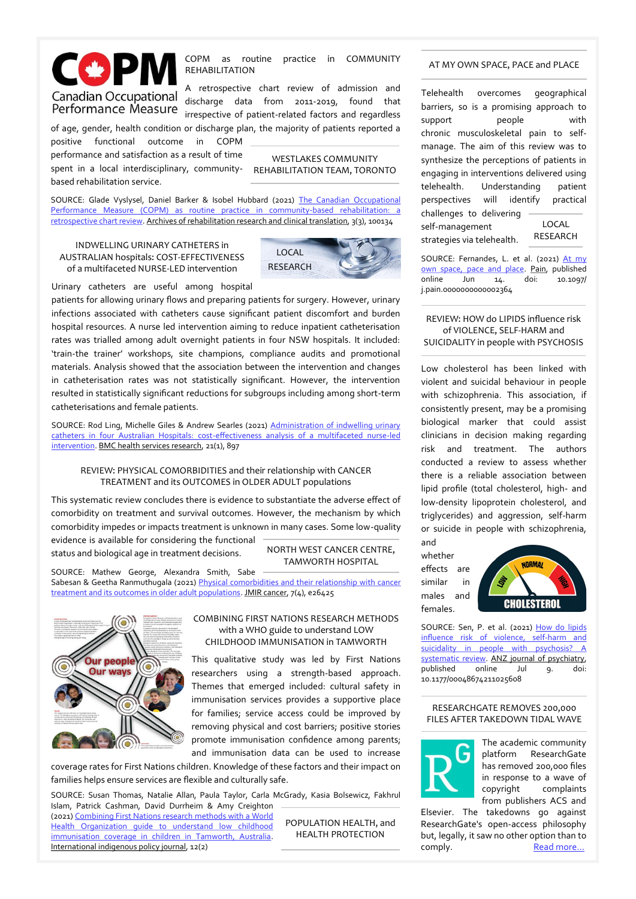## COPM as routine practice in COMMUNITY REHABILITATION

A retrospective chart review of admission and discharge data from 2011-2019, found that irrespective of patient-related factors and regardless of age, gender, health condition or discharge plan, the majority of patients reported a positive functional outcome in COPM performance and satisfaction as a result of time spent in a local interdisciplinary, community-based rehabilitation service.

WESTLAKES COMMUNITY REHABILITATION TEAM, TORONTO

SOURCE: Glade Vyslysel, Daniel Barker & Isobel Hubbard (2021) [The Canadian Occupational Performance Measure (COPM) as routine practice in community-based rehabilitation: a retrospective chart review](). Archives of rehabilitation research and clinical translation, 3(3), 100134

## INDWELLING URINARY CATHETERS in AUSTRALIAN hospitals: COST-EFFECTIVENESS of a multifaceted NURSE-LED intervention

LOCAL RESEARCH

Urinary catheters are useful among hospital patients for allowing urinary flows and preparing patients for surgery. However, urinary infections associated with catheters cause significant patient discomfort and burden hospital resources. A nurse led intervention aiming to reduce inpatient catheterisation rates was trialled among adult overnight patients in four NSW hospitals. It included: 'train-the trainer' workshops, site champions, compliance audits and promotional materials. Analysis showed that the association between the intervention and changes in catheterisation rates was not statistically significant. However, the intervention resulted in statistically significant reductions for subgroups including among short-term catheterisations and female patients.

SOURCE: Rod Ling, Michelle Giles & Andrew Searles (2021) [Administration of indwelling urinary catheters in four Australian Hospitals: cost-effectiveness analysis of a multifaceted nurse-led intervention](). BMC health services research, 21(1), 897

## REVIEW: PHYSICAL COMORBIDITIES and their relationship with CANCER TREATMENT and its OUTCOMES in OLDER ADULT populations

This systematic review concludes there is evidence to substantiate the adverse effect of comorbidity on treatment and survival outcomes. However, the mechanism by which comorbidity impedes or impacts treatment is unknown in many cases. Some low-quality evidence is available for considering the functional status and biological age in treatment decisions.

NORTH WEST CANCER CENTRE, TAMWORTH HOSPITAL

SOURCE: Mathew George, Alexandra Smith, Sabe Sabesan & Geetha Ranmuthugala (2021) [Physical comorbidities and their relationship with cancer treatment and its outcomes in older adult populations](). JMIR cancer, 7(4), e26425

## COMBINING FIRST NATIONS RESEARCH METHODS with a WHO guide to understand LOW CHILDHOOD IMMUNISATION in TAMWORTH

This qualitative study was led by First Nations researchers using a strength-based approach. Themes that emerged included: cultural safety in immunisation services provides a supportive place for families; service access could be improved by removing physical and cost barriers; positive stories promote immunisation confidence among parents; and immunisation data can be used to increase coverage rates for First Nations children. Knowledge of these factors and their impact on families helps ensure services are flexible and culturally safe.

SOURCE: Susan Thomas, Natalie Allan, Paula Taylor, Carla McGrady, Kasia Bolsewicz, Fakhrul Islam, Patrick Cashman, David Durrheim & Amy Creighton (2021) [Combining First Nations research methods with a World Health Organization guide to understand low childhood immunisation coverage in children in Tamworth, Australia](). International indigenous policy journal, 12(2)

POPULATION HEALTH, and HEALTH PROTECTION

## AT MY OWN SPACE, PACE and PLACE

Telehealth overcomes geographical barriers, so is a promising approach to support people with chronic musculoskeletal pain to self-manage. The aim of this review was to synthesize the perceptions of patients in engaging in interventions delivered using telehealth. Understanding patient perspectives will identify practical challenges to delivering self-management strategies via telehealth.

LOCAL RESEARCH

SOURCE: Fernandes, L. et al. (2021) [At my own space, pace and place](). Pain, published online Jun 14. doi: 10.1097/j.pain.0000000000002364

## REVIEW: HOW do LIPIDS influence risk of VIOLENCE, SELF-HARM and SUICIDALITY in people with PSYCHOSIS

Low cholesterol has been linked with violent and suicidal behaviour in people with schizophrenia. This association, if consistently present, may be a promising biological marker that could assist clinicians in decision making regarding risk and treatment. The authors conducted a review to assess whether there is a reliable association between lipid profile (total cholesterol, high- and low-density lipoprotein cholesterol, and triglycerides) and aggression, self-harm and or suicide in people with schizophrenia, and whether effects are similar in males and females.

SOURCE: Sen, P. et al. (2021) [How do lipids influence risk of violence, self-harm and suicidality in people with psychosis? A systematic review](). ANZ journal of psychiatry, published online Jul 9. doi: 10.1177/00048674211025608

## RESEARCHGATE REMOVES 200,000 FILES AFTER TAKEDOWN TIDAL WAVE

The academic community platform ResearchGate has removed 200,000 files in response to a wave of copyright complaints from publishers ACS and Elsevier. The takedowns go against ResearchGate's open-access philosophy but, legally, it saw no other option than to comply. [Read more...]()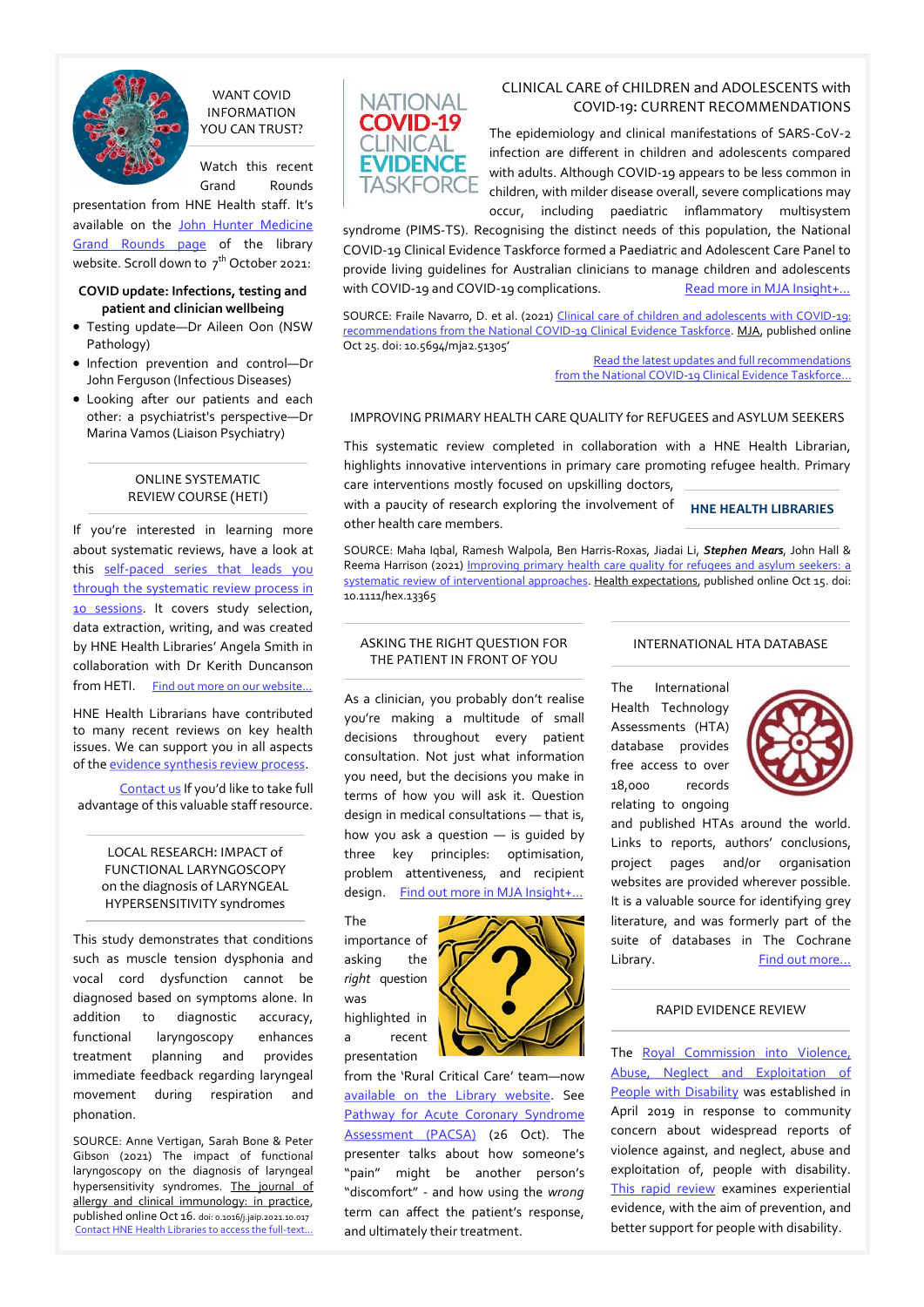## WANT COVID INFORMATION YOU CAN TRUST?

Watch this recent Grand Rounds presentation from HNE Health staff. It's available on the John Hunter Medicine Grand Rounds page of the library website. Scroll down to 7th October 2021:

**COVID update: Infections, testing and patient and clinician wellbeing**

- Testing update—Dr Aileen Oon (NSW Pathology)
- Infection prevention and control—Dr John Ferguson (Infectious Diseases)
- Looking after our patients and each other: a psychiatrist's perspective—Dr Marina Vamos (Liaison Psychiatry)

## ONLINE SYSTEMATIC REVIEW COURSE (HETI)

If you're interested in learning more about systematic reviews, have a look at this self-paced series that leads you through the systematic review process in 10 sessions. It covers study selection, data extraction, writing, and was created by HNE Health Libraries' Angela Smith in collaboration with Dr Kerith Duncanson from HETI. Find out more on our website...

HNE Health Librarians have contributed to many recent reviews on key health issues. We can support you in all aspects of the evidence synthesis review process.

Contact us If you'd like to take full advantage of this valuable staff resource.

## LOCAL RESEARCH: IMPACT of FUNCTIONAL LARYNGOSCOPY on the diagnosis of LARYNGEAL HYPERSENSITIVITY syndromes

This study demonstrates that conditions such as muscle tension dysphonia and vocal cord dysfunction cannot be diagnosed based on symptoms alone. In addition to diagnostic accuracy, functional laryngoscopy enhances treatment planning and provides immediate feedback regarding laryngeal movement during respiration and phonation.

SOURCE: Anne Vertigan, Sarah Bone & Peter Gibson (2021) The impact of functional laryngoscopy on the diagnosis of laryngeal hypersensitivity syndromes. The journal of allergy and clinical immunology: in practice, published online Oct 16. doi: 0.1016/j.jaip.2021.10.017
Contact HNE Health Libraries to access the full-text...

## CLINICAL CARE of CHILDREN and ADOLESCENTS with COVID-19: CURRENT RECOMMENDATIONS

NATIONAL COVID-19 CLINICAL EVIDENCE TASKFORCE

The epidemiology and clinical manifestations of SARS-CoV-2 infection are different in children and adolescents compared with adults. Although COVID-19 appears to be less common in children, with milder disease overall, severe complications may occur, including paediatric inflammatory multisystem syndrome (PIMS-TS). Recognising the distinct needs of this population, the National COVID-19 Clinical Evidence Taskforce formed a Paediatric and Adolescent Care Panel to provide living guidelines for Australian clinicians to manage children and adolescents with COVID-19 and COVID-19 complications. Read more in MJA Insight+...

SOURCE: Fraile Navarro, D. et al. (2021) Clinical care of children and adolescents with COVID-19: recommendations from the National COVID-19 Clinical Evidence Taskforce. MJA, published online Oct 25. doi: 10.5694/mja2.51305'

Read the latest updates and full recommendations from the National COVID-19 Clinical Evidence Taskforce...

## IMPROVING PRIMARY HEALTH CARE QUALITY for REFUGEES and ASYLUM SEEKERS

This systematic review completed in collaboration with a HNE Health Librarian, highlights innovative interventions in primary care promoting refugee health. Primary care interventions mostly focused on upskilling doctors, with a paucity of research exploring the involvement of other health care members.

**HNE HEALTH LIBRARIES**

SOURCE: Maha Iqbal, Ramesh Walpola, Ben Harris-Roxas, Jiadai Li, ***Stephen Mears***, John Hall & Reema Harrison (2021) Improving primary health care quality for refugees and asylum seekers: a systematic review of interventional approaches. Health expectations, published online Oct 15. doi: 10.1111/hex.13365

## ASKING THE RIGHT QUESTION FOR THE PATIENT IN FRONT OF YOU

As a clinician, you probably don't realise you're making a multitude of small decisions throughout every patient consultation. Not just what information you need, but the decisions you make in terms of how you will ask it. Question design in medical consultations — that is, how you ask a question — is guided by three key principles: optimisation, problem attentiveness, and recipient design. Find out more in MJA Insight+...

The importance of asking the *right* question was highlighted in a recent presentation from the 'Rural Critical Care' team—now available on the Library website. See Pathway for Acute Coronary Syndrome Assessment (PACSA) (26 Oct). The presenter talks about how someone's "pain" might be another person's "discomfort" - and how using the *wrong* term can affect the patient's response, and ultimately their treatment.

## INTERNATIONAL HTA DATABASE

The International Health Technology Assessments (HTA) database provides free access to over 18,000 records relating to ongoing and published HTAs around the world. Links to reports, authors' conclusions, project pages and/or organisation websites are provided wherever possible. It is a valuable source for identifying grey literature, and was formerly part of the suite of databases in The Cochrane Library. Find out more...

## RAPID EVIDENCE REVIEW

The Royal Commission into Violence, Abuse, Neglect and Exploitation of People with Disability was established in April 2019 in response to community concern about widespread reports of violence against, and neglect, abuse and exploitation of, people with disability. This rapid review examines experiential evidence, with the aim of prevention, and better support for people with disability.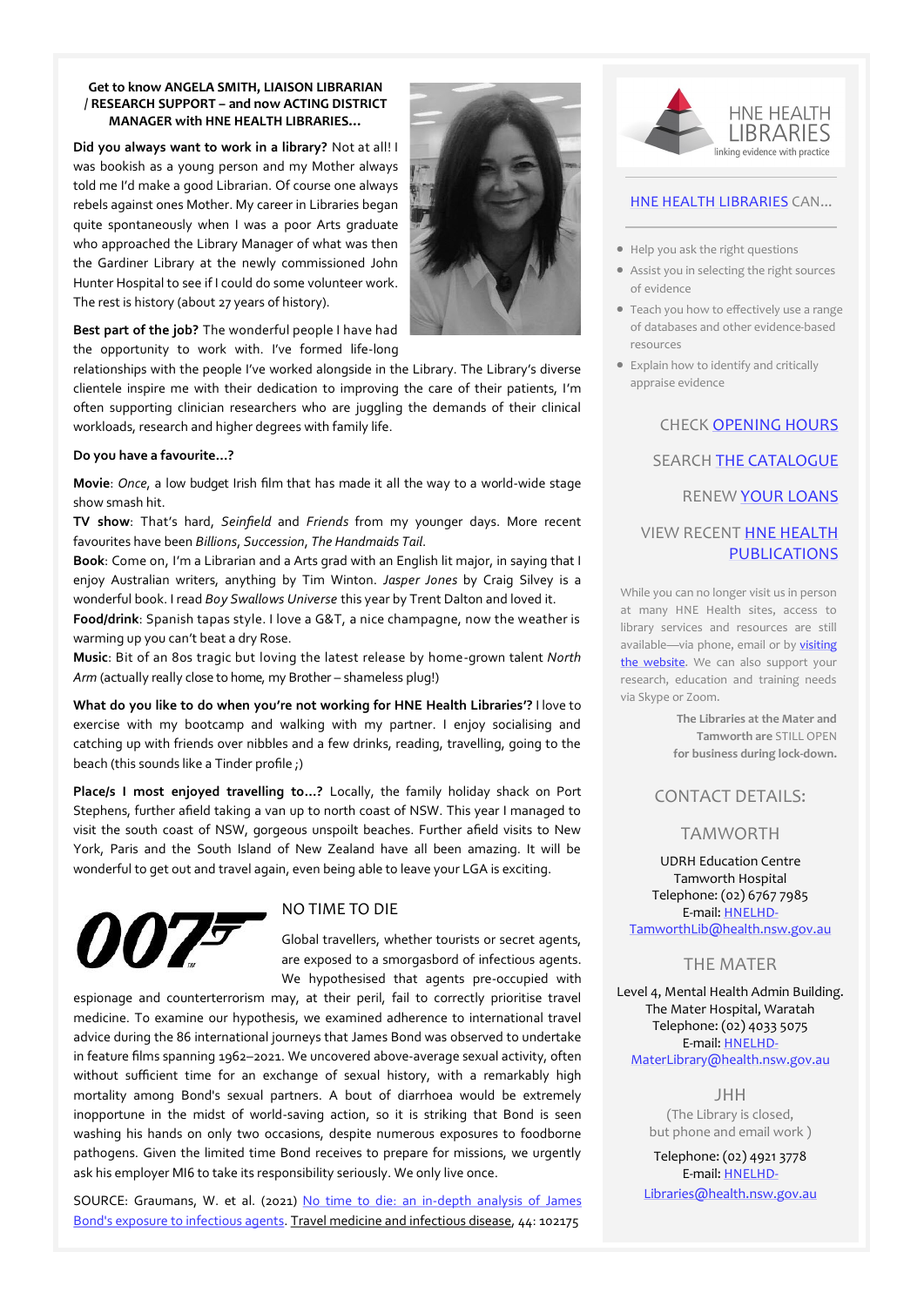**Get to know ANGELA SMITH, LIAISON LIBRARIAN / RESEARCH SUPPORT – and now ACTING DISTRICT MANAGER with HNE HEALTH LIBRARIES…**

**Did you always want to work in a library?** Not at all! I was bookish as a young person and my Mother always told me I'd make a good Librarian. Of course one always rebels against ones Mother. My career in Libraries began quite spontaneously when I was a poor Arts graduate who approached the Library Manager of what was then the Gardiner Library at the newly commissioned John Hunter Hospital to see if I could do some volunteer work. The rest is history (about 27 years of history).

**Best part of the job?** The wonderful people I have had the opportunity to work with. I've formed life-long relationships with the people I've worked alongside in the Library. The Library's diverse clientele inspire me with their dedication to improving the care of their patients, I'm often supporting clinician researchers who are juggling the demands of their clinical workloads, research and higher degrees with family life.

**Do you have a favourite…?**

**Movie**: *Once*, a low budget Irish film that has made it all the way to a world-wide stage show smash hit.

**TV show**: That's hard, *Seinfield* and *Friends* from my younger days. More recent favourites have been *Billions*, *Succession*, *The Handmaids Tail*.

**Book**: Come on, I'm a Librarian and a Arts grad with an English lit major, in saying that I enjoy Australian writers, anything by Tim Winton. *Jasper Jones* by Craig Silvey is a wonderful book. I read *Boy Swallows Universe* this year by Trent Dalton and loved it.

**Food/drink**: Spanish tapas style. I love a G&T, a nice champagne, now the weather is warming up you can't beat a dry Rose.

**Music**: Bit of an 80s tragic but loving the latest release by home-grown talent *North Arm* (actually really close to home, my Brother – shameless plug!)

**What do you like to do when you're not working for HNE Health Libraries'?** I love to exercise with my bootcamp and walking with my partner. I enjoy socialising and catching up with friends over nibbles and a few drinks, reading, travelling, going to the beach (this sounds like a Tinder profile ;)

**Place/s I most enjoyed travelling to…?** Locally, the family holiday shack on Port Stephens, further afield taking a van up to north coast of NSW. This year I managed to visit the south coast of NSW, gorgeous unspoilt beaches. Further afield visits to New York, Paris and the South Island of New Zealand have all been amazing. It will be wonderful to get out and travel again, even being able to leave your LGA is exciting.

## NO TIME TO DIE

Global travellers, whether tourists or secret agents, are exposed to a smorgasbord of infectious agents. We hypothesised that agents pre-occupied with espionage and counterterrorism may, at their peril, fail to correctly prioritise travel medicine. To examine our hypothesis, we examined adherence to international travel advice during the 86 international journeys that James Bond was observed to undertake in feature films spanning 1962–2021. We uncovered above-average sexual activity, often without sufficient time for an exchange of sexual history, with a remarkably high mortality among Bond's sexual partners. A bout of diarrhoea would be extremely inopportune in the midst of world-saving action, so it is striking that Bond is seen washing his hands on only two occasions, despite numerous exposures to foodborne pathogens. Given the limited time Bond receives to prepare for missions, we urgently ask his employer MI6 to take its responsibility seriously. We only live once.

SOURCE: Graumans, W. et al. (2021) [No time to die: an in-depth analysis of James Bond's exposure to infectious agents](). Travel medicine and infectious disease, 44: 102175

---

HNE HEALTH LIBRARIES
linking evidence with practice

## HNE HEALTH LIBRARIES CAN…

- Help you ask the right questions
- Assist you in selecting the right sources of evidence
- Teach you how to effectively use a range of databases and other evidence-based resources
- Explain how to identify and critically appraise evidence

CHECK OPENING HOURS

SEARCH THE CATALOGUE

RENEW YOUR LOANS

VIEW RECENT HNE HEALTH PUBLICATIONS

While you can no longer visit us in person at many HNE Health sites, access to library services and resources are still available—via phone, email or by visiting the website. We can also support your research, education and training needs via Skype or Zoom.

**The Libraries at the Mater and Tamworth are** STILL OPEN **for business during lock-down.**

## CONTACT DETAILS:

### TAMWORTH

UDRH Education Centre
Tamworth Hospital
Telephone: (02) 6767 7985
E-mail: HNELHD-TamworthLib@health.nsw.gov.au

### THE MATER

Level 4, Mental Health Admin Building.
The Mater Hospital, Waratah
Telephone: (02) 4033 5075
E-mail: HNELHD-MaterLibrary@health.nsw.gov.au

### JHH

(The Library is closed, but phone and email work )

Telephone: (02) 4921 3778
E-mail: HNELHD-Libraries@health.nsw.gov.au